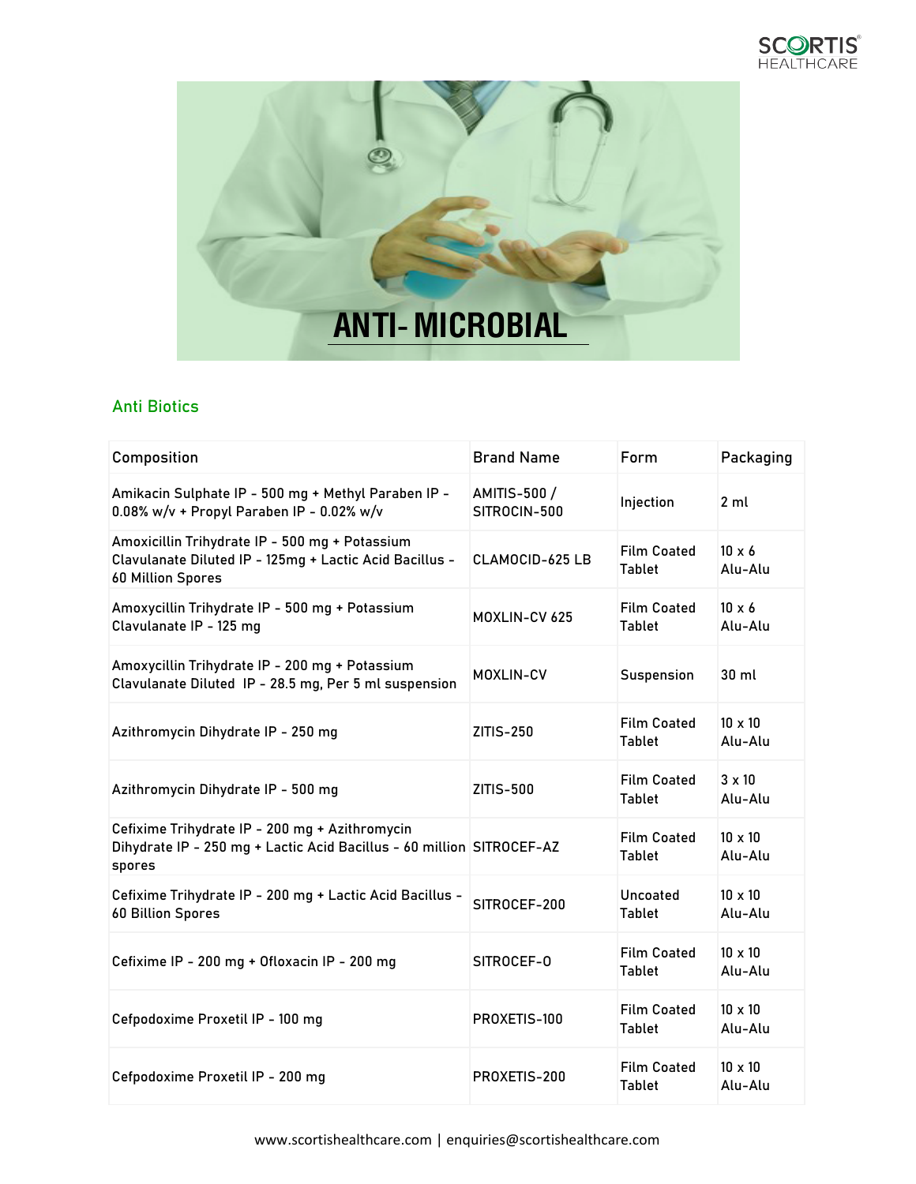# ANTI- MICROBIAL

## Anti Biotics

| Composition | Brand Name | Form | Packaging |
|---|---|---|---|
| Amikacin Sulphate IP - 500 mg + Methyl Paraben IP - 0.08% w/v + Propyl Paraben IP - 0.02% w/v | AMITIS-500 / SITROCIN-500 | Injection | 2 ml |
| Amoxicillin Trihydrate IP - 500 mg + Potassium Clavulanate Diluted IP - 125mg + Lactic Acid Bacillus - 60 Million Spores | CLAMOCID-625 LB | Film Coated Tablet | 10 x 6 Alu-Alu |
| Amoxycillin Trihydrate IP - 500 mg + Potassium Clavulanate IP - 125 mg | MOXLIN-CV 625 | Film Coated Tablet | 10 x 6 Alu-Alu |
| Amoxycillin Trihydrate IP - 200 mg + Potassium Clavulanate Diluted IP - 28.5 mg, Per 5 ml suspension | MOXLIN-CV | Suspension | 30 ml |
| Azithromycin Dihydrate IP - 250 mg | ZITIS-250 | Film Coated Tablet | 10 x 10 Alu-Alu |
| Azithromycin Dihydrate IP - 500 mg | ZITIS-500 | Film Coated Tablet | 3 x 10 Alu-Alu |
| Cefixime Trihydrate IP - 200 mg + Azithromycin Dihydrate IP - 250 mg + Lactic Acid Bacillus - 60 million spores | SITROCEF-AZ | Film Coated Tablet | 10 x 10 Alu-Alu |
| Cefixime Trihydrate IP - 200 mg + Lactic Acid Bacillus - 60 Billion Spores | SITROCEF-200 | Uncoated Tablet | 10 x 10 Alu-Alu |
| Cefixime IP - 200 mg + Ofloxacin IP - 200 mg | SITROCEF-O | Film Coated Tablet | 10 x 10 Alu-Alu |
| Cefpodoxime Proxetil IP - 100 mg | PROXETIS-100 | Film Coated Tablet | 10 x 10 Alu-Alu |
| Cefpodoxime Proxetil IP - 200 mg | PROXETIS-200 | Film Coated Tablet | 10 x 10 Alu-Alu |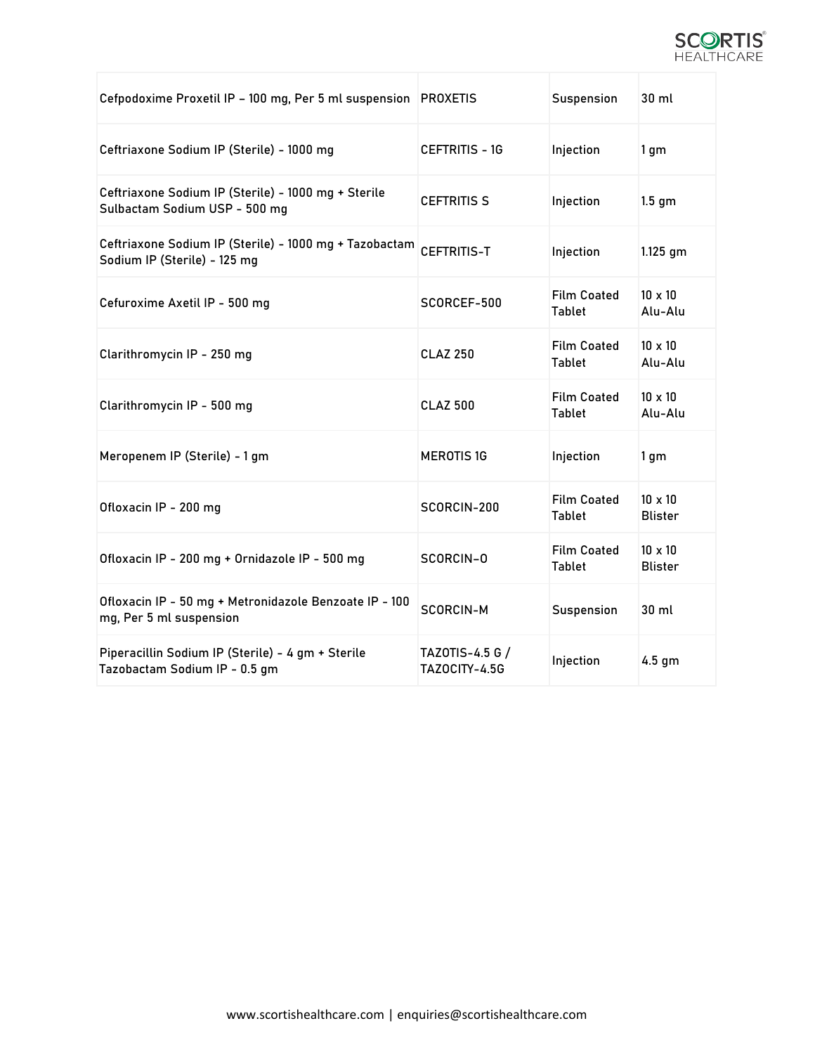| | | | |
|---|---|---|---|
| Cefpodoxime Proxetil IP – 100 mg, Per 5 ml suspension | PROXETIS | Suspension | 30 ml |
| Ceftriaxone Sodium IP (Sterile) - 1000 mg | CEFTRITIS - 1G | Injection | 1 gm |
| Ceftriaxone Sodium IP (Sterile) - 1000 mg + Sterile Sulbactam Sodium USP - 500 mg | CEFTRITIS S | Injection | 1.5 gm |
| Ceftriaxone Sodium IP (Sterile) - 1000 mg + Tazobactam Sodium IP (Sterile) - 125 mg | CEFTRITIS-T | Injection | 1.125 gm |
| Cefuroxime Axetil IP - 500 mg | SCORCEF-500 | Film Coated Tablet | 10 x 10 Alu-Alu |
| Clarithromycin IP - 250 mg | CLAZ 250 | Film Coated Tablet | 10 x 10 Alu-Alu |
| Clarithromycin IP - 500 mg | CLAZ 500 | Film Coated Tablet | 10 x 10 Alu-Alu |
| Meropenem IP (Sterile) - 1 gm | MEROTIS 1G | Injection | 1 gm |
| Ofloxacin IP - 200 mg | SCORCIN-200 | Film Coated Tablet | 10 x 10 Blister |
| Ofloxacin IP - 200 mg + Ornidazole IP - 500 mg | SCORCIN-O | Film Coated Tablet | 10 x 10 Blister |
| Ofloxacin IP - 50 mg + Metronidazole Benzoate IP - 100 mg, Per 5 ml suspension | SCORCIN-M | Suspension | 30 ml |
| Piperacillin Sodium IP (Sterile) - 4 gm + Sterile Tazobactam Sodium IP - 0.5 gm | TAZOTIS-4.5 G / TAZOCITY-4.5G | Injection | 4.5 gm |